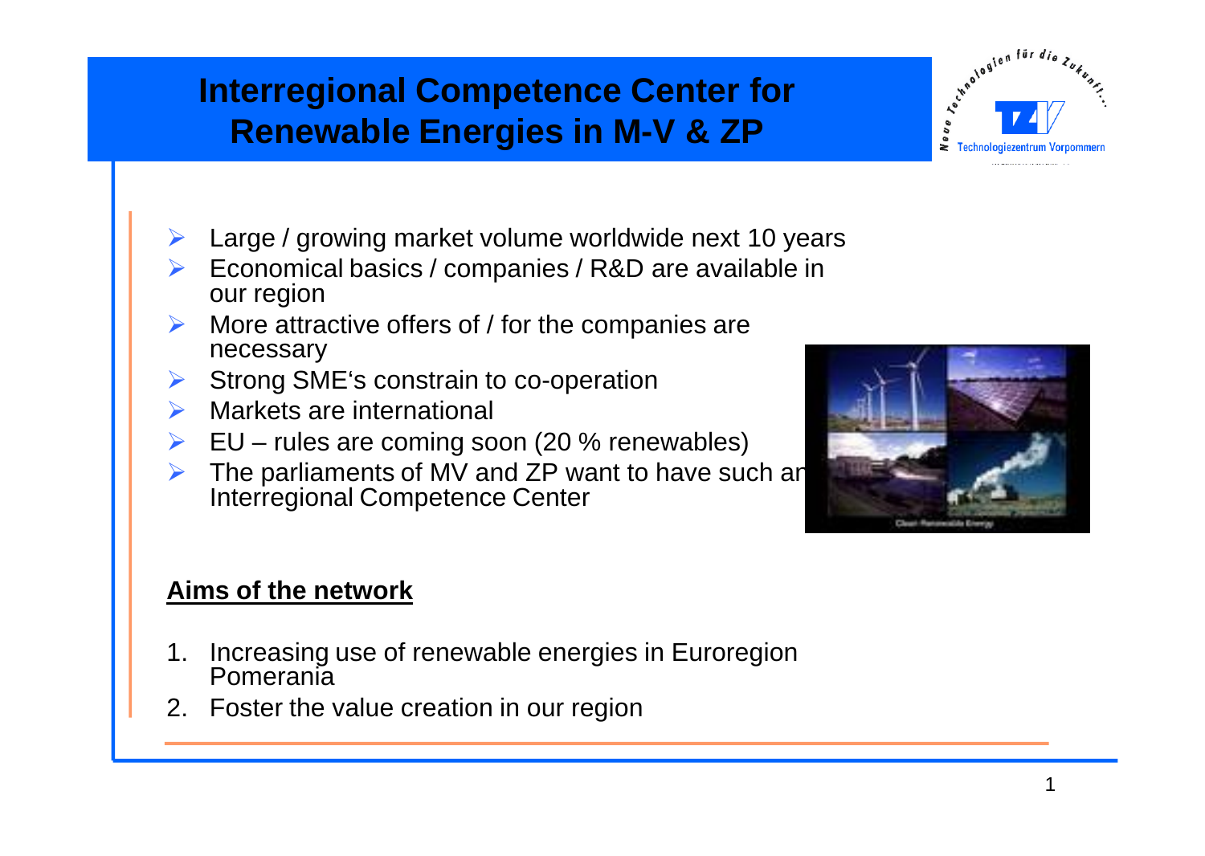# Interregional Competence Center for Renewable Energies in M-V & ZP

- Large / growing market volume worldwide next 10 years
- Economical basics / companies / R&D are available in our region
- More attractive offers of / for the companies are necessary
- Strong SME's constrain to co-operation
- Markets are international
- EU – rules are coming soon (20 % renewables)
- The parliaments of MV and ZP want to have such an Interregional Competence Center

**Aims of the network**

1. Increasing use of renewable energies in Euroregion Pomerania
2. Foster the value creation in our region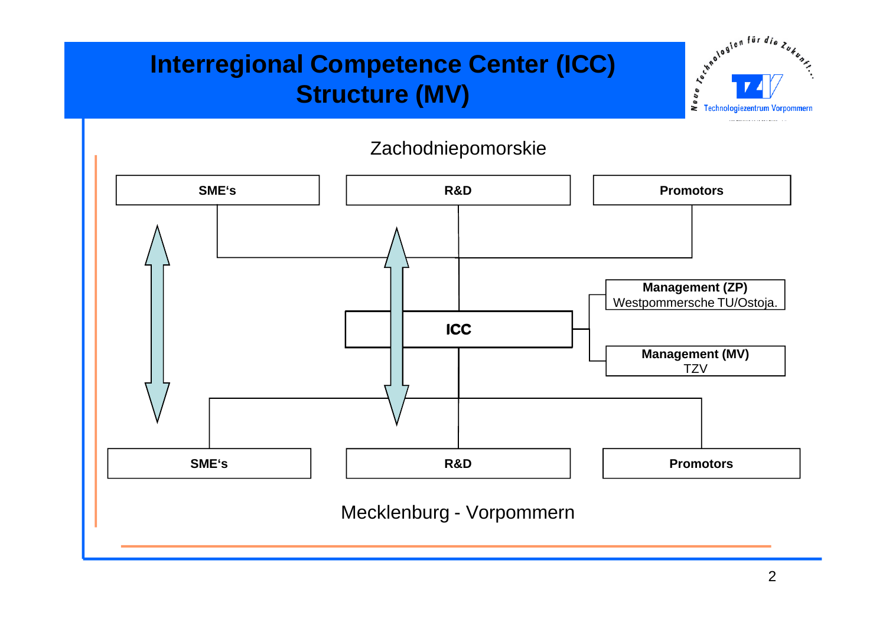# Interregional Competence Center (ICC) Structure (MV)

Neue Technologien für die Zukunft...

TZV Technologiezentrum Vorpommern

Zachodniepomorskie

**SME's** | **R&D** | **Promotors**

**ICC**

**Management (ZP)**
Westpommersche TU/Ostoja.

**Management (MV)**
TZV

**SME's** | **R&D** | **Promotors**

Mecklenburg - Vorpommern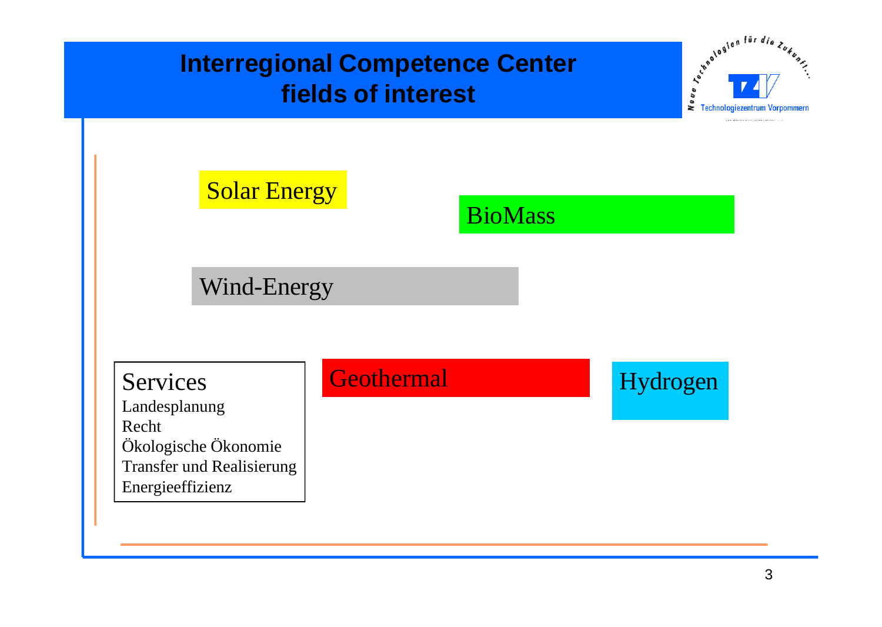# Interregional Competence Center fields of interest

Solar Energy

BioMass

Wind-Energy

**Services**
- Landesplanung
- Recht
- Ökologische Ökonomie
- Transfer und Realisierung
- Energieeffizienz

Geothermal

Hydrogen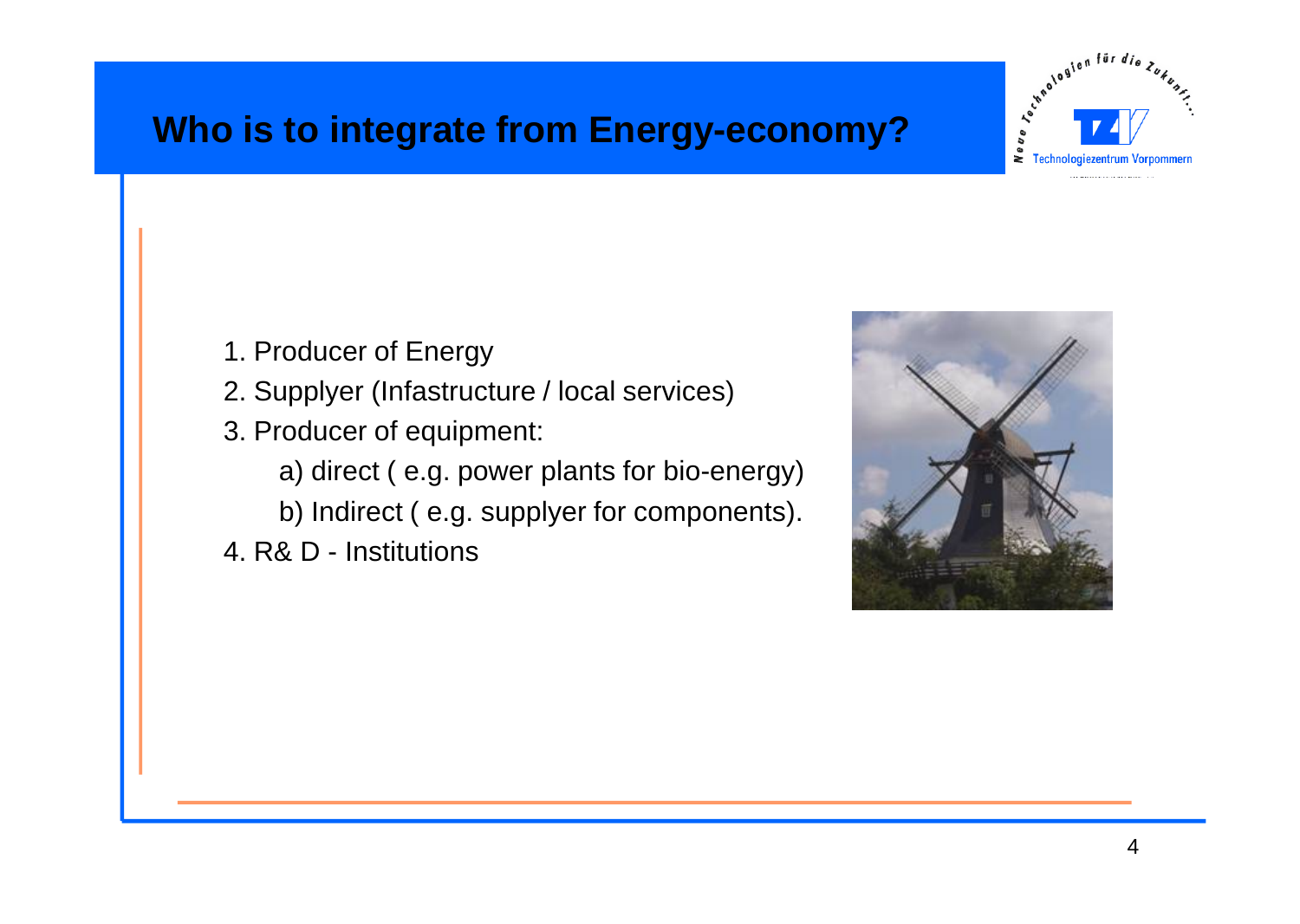# Who is to integrate from Energy-economy?

1. Producer of Energy
2. Supplyer (Infastructure / local services)
3. Producer of equipment:
   a) direct ( e.g. power plants for bio-energy)
   b) Indirect ( e.g. supplyer for components).
4. R& D - Institutions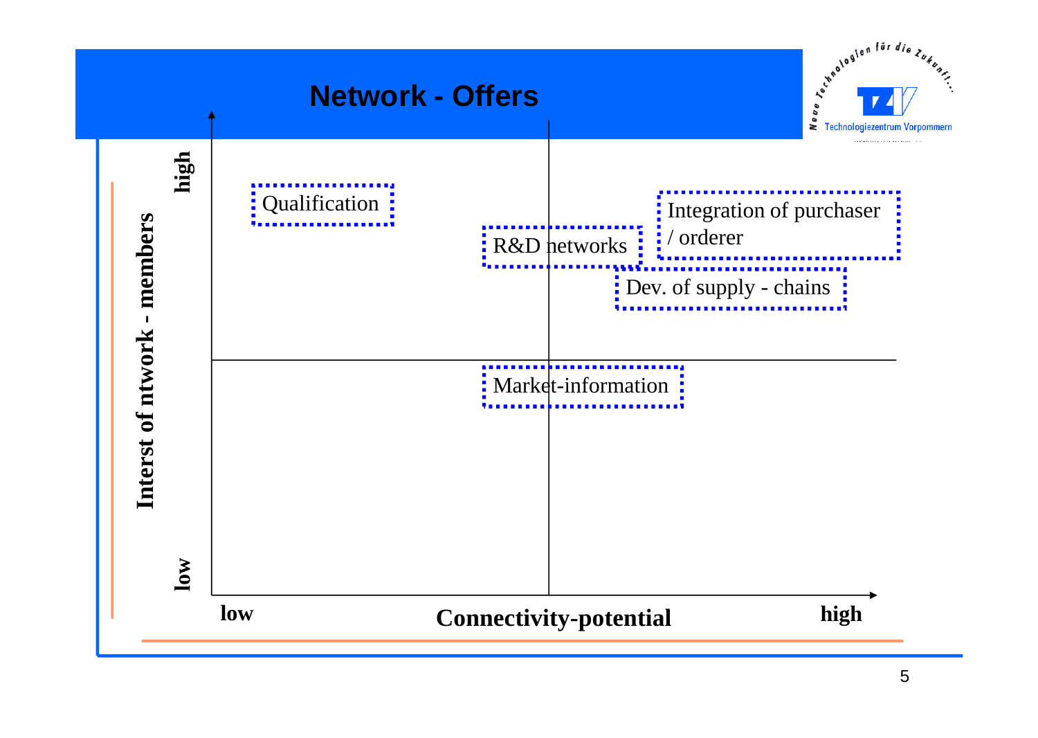# Network - Offers

Neue Technologien für die Zukunft...

Technologiezentrum Vorpommern

Interst of ntwork - members (low → high)

Connectivity-potential (low → high)

- Qualification
- R&D networks
- Integration of purchaser / orderer
- Dev. of supply - chains
- Market-information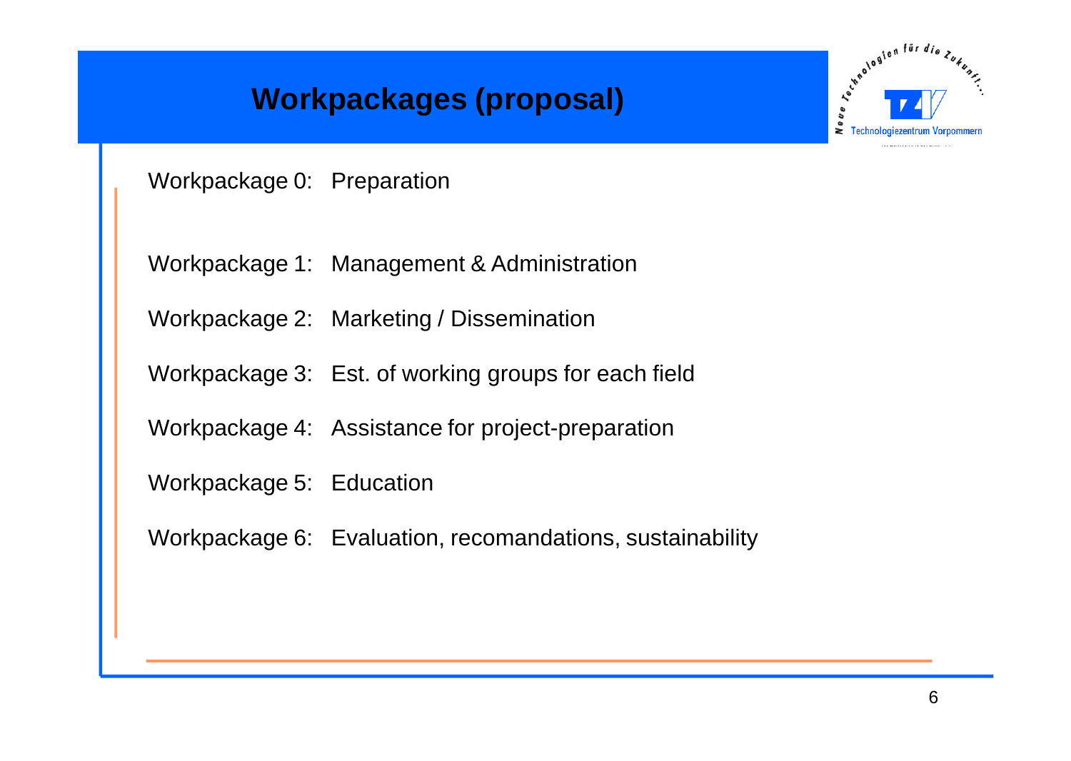# Workpackages (proposal)

Workpackage 0: Preparation

Workpackage 1: Management & Administration

Workpackage 2: Marketing / Dissemination

Workpackage 3: Est. of working groups for each field

Workpackage 4: Assistance for project-preparation

Workpackage 5: Education

Workpackage 6: Evaluation, recomandations, sustainability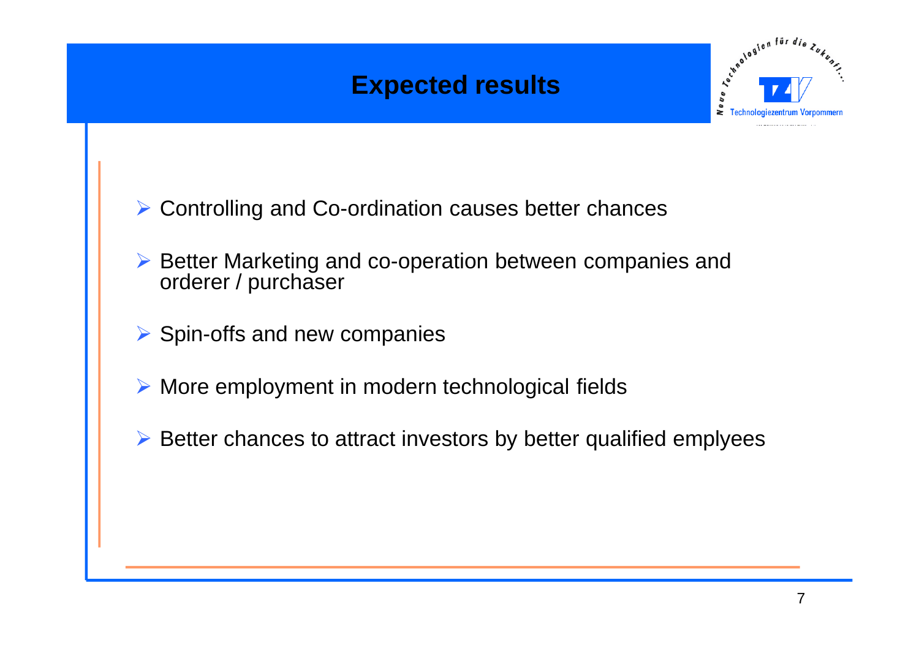# Expected results

- Controlling and Co-ordination causes better chances
- Better Marketing and co-operation between companies and orderer / purchaser
- Spin-offs and new companies
- More employment in modern technological fields
- Better chances to attract investors by better qualified emplyees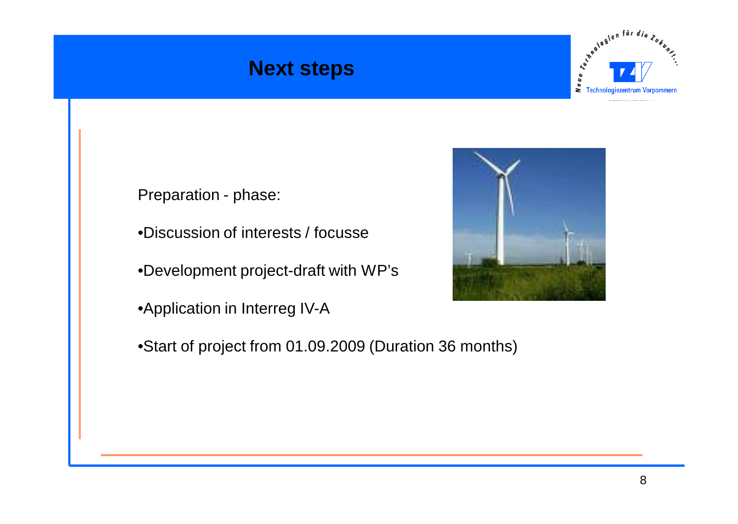# Next steps

Preparation - phase:

- Discussion of interests / focusse
- Development project-draft with WP's
- Application in Interreg IV-A
- Start of project from 01.09.2009 (Duration 36 months)